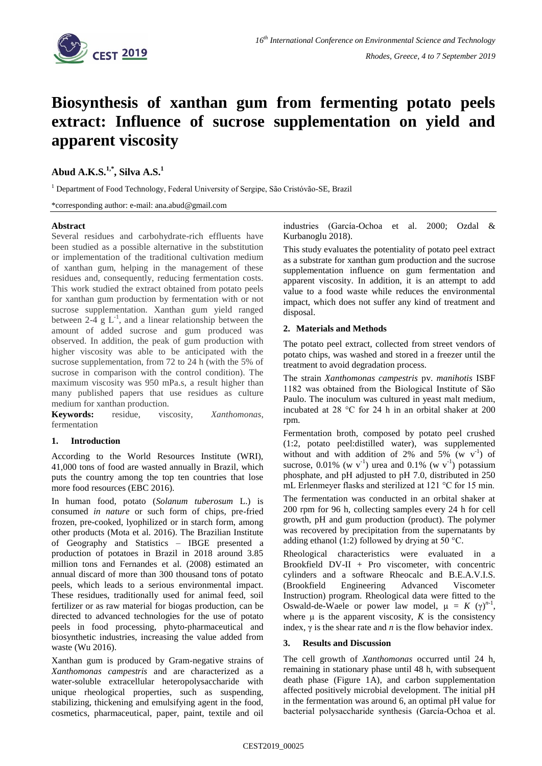# Biosynthesis of xanthan gum from fermenting potato peels extract: Influence of sucrose supplementation on yield and apparent viscosity

**Abud A.K.S.[1,*], Silva A.S.[1]**

[1] Department of Food Technology, Federal University of Sergipe, São Cristóvão-SE, Brazil

*corresponding author: e-mail: ana.abud@gmail.com

**Abstract**

Several residues and carbohydrate-rich effluents have been studied as a possible alternative in the substitution or implementation of the traditional cultivation medium of xanthan gum, helping in the management of these residues and, consequently, reducing fermentation costs. This work studied the extract obtained from potato peels for xanthan gum production by fermentation with or not sucrose supplementation. Xanthan gum yield ranged between 2-4 g $L^{-1}$, and a linear relationship between the amount of added sucrose and gum produced was observed. In addition, the peak of gum production with higher viscosity was able to be anticipated with the sucrose supplementation, from 72 to 24 h (with the 5% of sucrose in comparison with the control condition). The maximum viscosity was 950 mPa.s, a result higher than many published papers that use residues as culture medium for xanthan production.

**Keywords:** residue, viscosity, *Xanthomonas*, fermentation

## 1. Introduction

According to the World Resources Institute (WRI), 41,000 tons of food are wasted annually in Brazil, which puts the country among the top ten countries that lose more food resources (EBC 2016).

In human food, potato (*Solanum tuberosum* L.) is consumed *in nature* or such form of chips, pre-fried frozen, pre-cooked, lyophilized or in starch form, among other products (Mota et al. 2016). The Brazilian Institute of Geography and Statistics – IBGE presented a production of potatoes in Brazil in 2018 around 3.85 million tons and Fernandes et al. (2008) estimated an annual discard of more than 300 thousand tons of potato peels, which leads to a serious environmental impact. These residues, traditionally used for animal feed, soil fertilizer or as raw material for biogas production, can be directed to advanced technologies for the use of potato peels in food processing, phyto-pharmaceutical and biosynthetic industries, increasing the value added from waste (Wu 2016).

Xanthan gum is produced by Gram-negative strains of *Xanthomonas campestris* and are characterized as a water-soluble extracellular heteropolysaccharide with unique rheological properties, such as suspending, stabilizing, thickening and emulsifying agent in the food, cosmetics, pharmaceutical, paper, paint, textile and oil industries (García-Ochoa et al. 2000; Ozdal & Kurbanoglu 2018).

This study evaluates the potentiality of potato peel extract as a substrate for xanthan gum production and the sucrose supplementation influence on gum fermentation and apparent viscosity. In addition, it is an attempt to add value to a food waste while reduces the environmental impact, which does not suffer any kind of treatment and disposal.

## 2. Materials and Methods

The potato peel extract, collected from street vendors of potato chips, was washed and stored in a freezer until the treatment to avoid degradation process.

The strain *Xanthomonas campestris* pv. *manihotis* ISBF 1182 was obtained from the Biological Institute of São Paulo. The inoculum was cultured in yeast malt medium, incubated at 28 °C for 24 h in an orbital shaker at 200 rpm.

Fermentation broth, composed by potato peel crushed (1:2, potato peel:distilled water), was supplemented without and with addition of 2% and 5% (w $v^{-1}$) of sucrose, 0.01% (w $v^{-1}$) urea and 0.1% (w $v^{-1}$) potassium phosphate, and pH adjusted to pH 7.0, distributed in 250 mL Erlenmeyer flasks and sterilized at 121 °C for 15 min.

The fermentation was conducted in an orbital shaker at 200 rpm for 96 h, collecting samples every 24 h for cell growth, pH and gum production (product). The polymer was recovered by precipitation from the supernatants by adding ethanol (1:2) followed by drying at 50 °C.

Rheological characteristics were evaluated in a Brookfield DV-II + Pro viscometer, with concentric cylinders and a software Rheocalc and B.E.A.V.I.S. (Brookfield Engineering Advanced Viscometer Instruction) program. Rheological data were fitted to the Oswald-de-Waele or power law model, $\mu = K\,(\gamma)^{n-1}$, where $\mu$ is the apparent viscosity, $K$ is the consistency index, $\gamma$ is the shear rate and $n$ is the flow behavior index.

## 3. Results and Discussion

The cell growth of *Xanthomonas* occurred until 24 h, remaining in stationary phase until 48 h, with subsequent death phase (Figure 1A), and carbon supplementation affected positively microbial development. The initial pH in the fermentation was around 6, an optimal pH value for bacterial polysaccharide synthesis (García-Ochoa et al.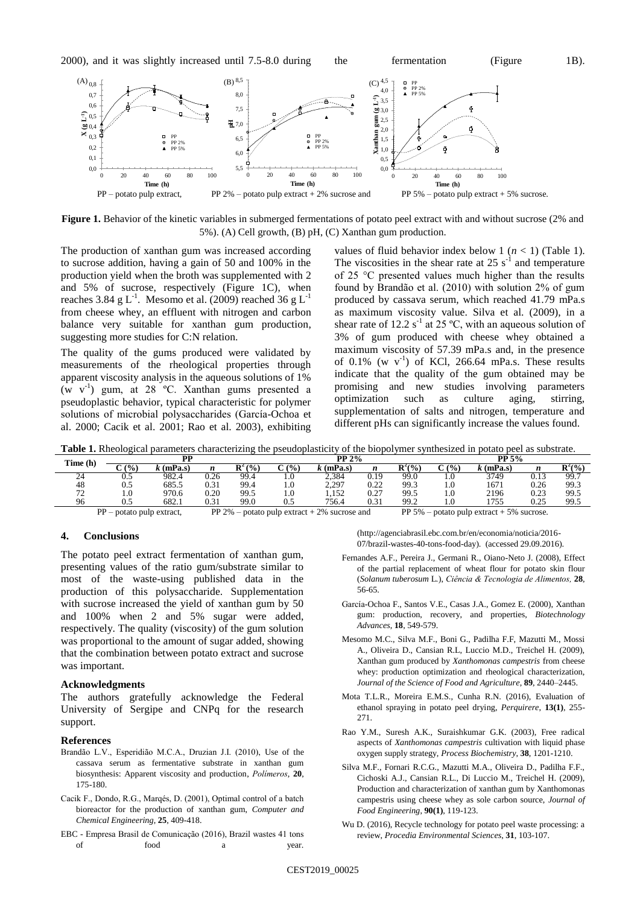2000), and it was slightly increased until 7.5-8.0 during the fermentation (Figure 1B).

(A)
X (g L$^{-1}$)
0,0 0,1 0,2 0,3 0,4 0,5 0,6 0,7 0,8
Time (h)
0 20 40 60 80 100
PP
PP 2%
PP 5%

(B)
pH
5,5 6,0 6,5 7,0 7,5 8,0 8,5
Time (h)
0 20 40 60 80 100
PP
PP 2%
PP 5%

(C)
Xanthan gum (g L$^{-1}$)
0,0 0,5 1,0 1,5 2,0 2,5 3,0 3,5 4,0 4,5
Time (h)
0 20 40 60 80 100
PP
PP 2%
PP 5%

PP – potato pulp extract, PP 2% – potato pulp extract + 2% sucrose and PP 5% – potato pulp extract + 5% sucrose.

**Figure 1.** Behavior of the kinetic variables in submerged fermentations of potato peel extract with and without sucrose (2% and 5%). (A) Cell growth, (B) pH, (C) Xanthan gum production.

The production of xanthan gum was increased according to sucrose addition, having a gain of 50 and 100% in the production yield when the broth was supplemented with 2 and 5% of sucrose, respectively (Figure 1C), when reaches 3.84 g L$^{-1}$. Mesomo et al. (2009) reached 36 g L$^{-1}$ from cheese whey, an effluent with nitrogen and carbon balance very suitable for xanthan gum production, suggesting more studies for C:N relation.

The quality of the gums produced were validated by measurements of the rheological properties through apparent viscosity analysis in the aqueous solutions of 1% (w v$^{-1}$) gum, at 28 ºC. Xanthan gums presented a pseudoplastic behavior, typical characteristic for polymer solutions of microbial polysaccharides (García-Ochoa et al. 2000; Cacik et al. 2001; Rao et al. 2003), exhibiting values of fluid behavior index below 1 ($n$ < 1) (Table 1). The viscosities in the shear rate at 25 s$^{-1}$ and temperature of 25 °C presented values much higher than the results found by Brandão et al. (2010) with solution 2% of gum produced by cassava serum, which reached 41.79 mPa.s as maximum viscosity value. Silva et al. (2009), in a shear rate of 12.2 s$^{-1}$ at 25 ºC, with an aqueous solution of 3% of gum produced with cheese whey obtained a maximum viscosity of 57.39 mPa.s and, in the presence of 0.1% (w v$^{-1}$) of KCl, 266.64 mPa.s. These results indicate that the quality of the gum obtained may be promising and new studies involving parameters optimization such as culture aging, stirring, supplementation of salts and nitrogen, temperature and different pHs can significantly increase the values found.

**Table 1.** Rheological parameters characterizing the pseudoplasticity of the biopolymer synthesized in potato peel as substrate.

| Time (h) | PP | | | | PP 2% | | | | PP 5% | | | |
|---|---|---|---|---|---|---|---|---|---|---|---|---|
| | C (%) | $k$ (mPa.s) | $n$ | $R^2$(%) | C (%) | $k$ (mPa.s) | $n$ | $R^2$(%) | C (%) | $k$ (mPa.s) | $n$ | $R^2$(%) |
| 24 | 0.5 | 982.4 | 0.26 | 99.4 | 1.0 | 2,384 | 0.19 | 99.0 | 1.0 | 3749 | 0.13 | 99.7 |
| 48 | 0.5 | 685.5 | 0.31 | 99.4 | 1.0 | 2,297 | 0.22 | 99.3 | 1.0 | 1671 | 0.26 | 99.3 |
| 72 | 1.0 | 970.6 | 0.20 | 99.5 | 1.0 | 1,152 | 0.27 | 99.5 | 1.0 | 2196 | 0.23 | 99.5 |
| 96 | 0.5 | 682.1 | 0.31 | 99.0 | 0.5 | 756.4 | 0.31 | 99.2 | 1.0 | 1755 | 0.25 | 99.5 |

PP – potato pulp extract, PP 2% – potato pulp extract + 2% sucrose and PP 5% – potato pulp extract + 5% sucrose.

## 4. Conclusions

The potato peel extract fermentation of xanthan gum, presenting values of the ratio gum/substrate similar to most of the waste-using published data in the production of this polysaccharide. Supplementation with sucrose increased the yield of xanthan gum by 50 and 100% when 2 and 5% sugar were added, respectively. The quality (viscosity) of the gum solution was proportional to the amount of sugar added, showing that the combination between potato extract and sucrose was important.

### Acknowledgments

The authors gratefully acknowledge the Federal University of Sergipe and CNPq for the research support.

### References

Brandão L.V., Esperidião M.C.A., Druzian J.I. (2010), Use of the cassava serum as fermentative substrate in xanthan gum biosynthesis: Apparent viscosity and production, *Polímeros*, **20**, 175-180.

Cacik F., Dondo, R.G., Marqés, D. (2001), Optimal control of a batch bioreactor for the production of xanthan gum, *Computer and Chemical Engineering*, **25**, 409-418.

EBC - Empresa Brasil de Comunicação (2016), Brazil wastes 41 tons of food a year. (http://agenciabrasil.ebc.com.br/en/economia/noticia/2016-07/brazil-wastes-40-tons-food-day). (accessed 29.09.2016).

Fernandes A.F., Pereira J., Germani R., Oiano-Neto J. (2008), Effect of the partial replacement of wheat flour for potato skin flour (*Solanum tuberosum* L.), *Ciência & Tecnologia de Alimentos,* **28**, 56-65.

García-Ochoa F., Santos V.E., Casas J.A., Gomez E. (2000), Xanthan gum: production, recovery, and properties, *Biotechnology Advances*, **18**, 549-579.

Mesomo M.C., Silva M.F., Boni G., Padilha F.F, Mazutti M., Mossi A., Oliveira D., Cansian R.L, Luccio M.D., Treichel H. (2009), Xanthan gum produced by *Xanthomonas campestris* from cheese whey: production optimization and rheological characterization, *Journal of the Science of Food and Agriculture*, **89**, 2440–2445.

Mota T.L.R., Moreira E.M.S., Cunha R.N. (2016), Evaluation of ethanol spraying in potato peel drying, *Perquirere*, **13(1)**, 255-271.

Rao Y.M., Suresh A.K., Suraishkumar G.K. (2003), Free radical aspects of *Xanthomonas campestris* cultivation with liquid phase oxygen supply strategy, *Process Biochemistry*, **38**, 1201-1210.

Silva M.F., Fornari R.C.G., Mazutti M.A., Oliveira D., Padilha F.F., Cichoski A.J., Cansian R.L., Di Luccio M., Treichel H. (2009), Production and characterization of xanthan gum by Xanthomonas campestris using cheese whey as sole carbon source, *Journal of Food Engineering*, **90(1)**, 119-123.

Wu D. (2016), Recycle technology for potato peel waste processing: a review, *Procedia Environmental Sciences*, **31**, 103-107.